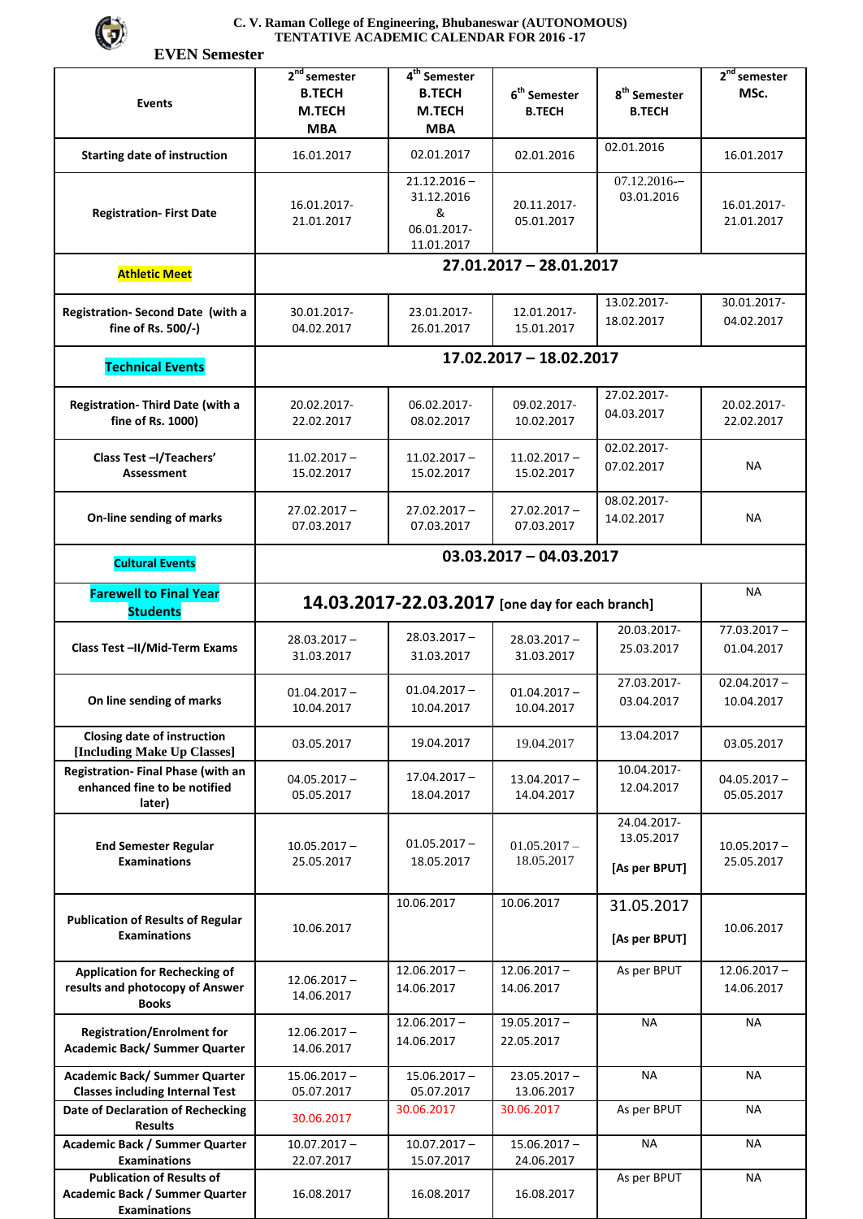# C. V. Raman College of Engineering, Bhubaneswar (AUTONOMOUS)
## TENTATIVE ACADEMIC CALENDAR FOR 2016 -17

### EVEN Semester

| Events | 2nd semester B.TECH M.TECH MBA | 4th Semester B.TECH M.TECH MBA | 6th Semester B.TECH | 8th Semester B.TECH | 2nd semester MSc. |
|---|---|---|---|---|---|
| Starting date of instruction | 16.01.2017 | 02.01.2017 | 02.01.2016 | 02.01.2016 | 16.01.2017 |
| Registration- First Date | 16.01.2017-21.01.2017 | 21.12.2016 – 31.12.2016 & 06.01.2017-11.01.2017 | 20.11.2017-05.01.2017 | 07.12.2016-–03.01.2016 | 16.01.2017-21.01.2017 |
| Athletic Meet | 27.01.2017 – 28.01.2017 | | | | |
| Registration- Second Date (with a fine of Rs. 500/-) | 30.01.2017-04.02.2017 | 23.01.2017-26.01.2017 | 12.01.2017-15.01.2017 | 13.02.2017-18.02.2017 | 30.01.2017-04.02.2017 |
| Technical Events | 17.02.2017 – 18.02.2017 | | | | |
| Registration- Third Date (with a fine of Rs. 1000) | 20.02.2017-22.02.2017 | 06.02.2017-08.02.2017 | 09.02.2017-10.02.2017 | 27.02.2017-04.03.2017 | 20.02.2017-22.02.2017 |
| Class Test –I/Teachers' Assessment | 11.02.2017 – 15.02.2017 | 11.02.2017 – 15.02.2017 | 11.02.2017 – 15.02.2017 | 02.02.2017-07.02.2017 | NA |
| On-line sending of marks | 27.02.2017 – 07.03.2017 | 27.02.2017 – 07.03.2017 | 27.02.2017 – 07.03.2017 | 08.02.2017-14.02.2017 | NA |
| Cultural Events | 03.03.2017 – 04.03.2017 | | | | |
| Farewell to Final Year Students | 14.03.2017-22.03.2017 [one day for each branch] | | | | NA |
| Class Test –II/Mid-Term Exams | 28.03.2017 – 31.03.2017 | 28.03.2017 – 31.03.2017 | 28.03.2017 – 31.03.2017 | 20.03.2017-25.03.2017 | 77.03.2017 – 01.04.2017 |
| On line sending of marks | 01.04.2017 – 10.04.2017 | 01.04.2017 – 10.04.2017 | 01.04.2017 – 10.04.2017 | 27.03.2017-03.04.2017 | 02.04.2017 – 10.04.2017 |
| Closing date of instruction [Including Make Up Classes] | 03.05.2017 | 19.04.2017 | 19.04.2017 | 13.04.2017 | 03.05.2017 |
| Registration- Final Phase (with an enhanced fine to be notified later) | 04.05.2017 – 05.05.2017 | 17.04.2017 – 18.04.2017 | 13.04.2017 – 14.04.2017 | 10.04.2017-12.04.2017 | 04.05.2017 – 05.05.2017 |
| End Semester Regular Examinations | 10.05.2017 – 25.05.2017 | 01.05.2017 – 18.05.2017 | 01.05.2017 – 18.05.2017 | 24.04.2017-13.05.2017 [As per BPUT] | 10.05.2017 – 25.05.2017 |
| Publication of Results of Regular Examinations | 10.06.2017 | 10.06.2017 | 10.06.2017 | 31.05.2017 [As per BPUT] | 10.06.2017 |
| Application for Rechecking of results and photocopy of Answer Books | 12.06.2017 – 14.06.2017 | 12.06.2017 – 14.06.2017 | 12.06.2017 – 14.06.2017 | As per BPUT | 12.06.2017 – 14.06.2017 |
| Registration/Enrolment for Academic Back/ Summer Quarter | 12.06.2017 – 14.06.2017 | 12.06.2017 – 14.06.2017 | 19.05.2017 – 22.05.2017 | NA | NA |
| Academic Back/ Summer Quarter Classes including Internal Test | 15.06.2017 – 05.07.2017 | 15.06.2017 – 05.07.2017 | 23.05.2017 – 13.06.2017 | NA | NA |
| Date of Declaration of Rechecking Results | 30.06.2017 | 30.06.2017 | 30.06.2017 | As per BPUT | NA |
| Academic Back / Summer Quarter Examinations | 10.07.2017 – 22.07.2017 | 10.07.2017 – 15.07.2017 | 15.06.2017 – 24.06.2017 | NA | NA |
| Publication of Results of Academic Back / Summer Quarter Examinations | 16.08.2017 | 16.08.2017 | 16.08.2017 | As per BPUT | NA |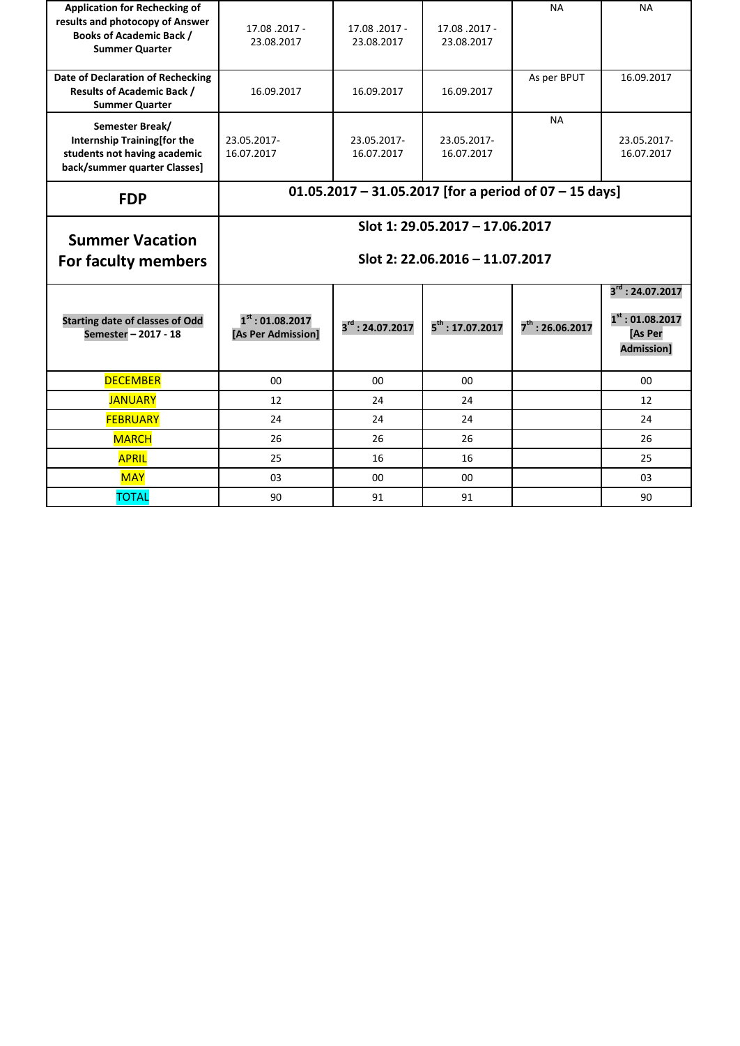| | | | | | |
|---|---|---|---|---|---|
| **Application for Rechecking of results and photocopy of Answer Books of Academic Back / Summer Quarter** | 17.08 .2017 - 23.08.2017 | 17.08 .2017 - 23.08.2017 | 17.08 .2017 - 23.08.2017 | NA | NA |
| **Date of Declaration of Rechecking Results of Academic Back / Summer Quarter** | 16.09.2017 | 16.09.2017 | 16.09.2017 | As per BPUT | 16.09.2017 |
| **Semester Break/ Internship Training[for the students not having academic back/summer quarter Classes]** | 23.05.2017- 16.07.2017 | 23.05.2017- 16.07.2017 | 23.05.2017- 16.07.2017 | NA | 23.05.2017- 16.07.2017 |
| **FDP** | **01.05.2017 – 31.05.2017 [for a period of 07 – 15 days]** | | | | |
| **Summer Vacation For faculty members** | **Slot 1: 29.05.2017 – 17.06.2017**<br>**Slot 2: 22.06.2016 – 11.07.2017** | | | | |
| **Starting date of classes of Odd Semester – 2017 - 18** | **1st : 01.08.2017 [As Per Admission]** | **3rd : 24.07.2017** | **5th : 17.07.2017** | **7th : 26.06.2017** | **3rd : 24.07.2017**<br>**1st : 01.08.2017 [As Per Admission]** |
| DECEMBER | 00 | 00 | 00 | | 00 |
| JANUARY | 12 | 24 | 24 | | 12 |
| FEBRUARY | 24 | 24 | 24 | | 24 |
| MARCH | 26 | 26 | 26 | | 26 |
| APRIL | 25 | 16 | 16 | | 25 |
| MAY | 03 | 00 | 00 | | 03 |
| TOTAL | 90 | 91 | 91 | | 90 |